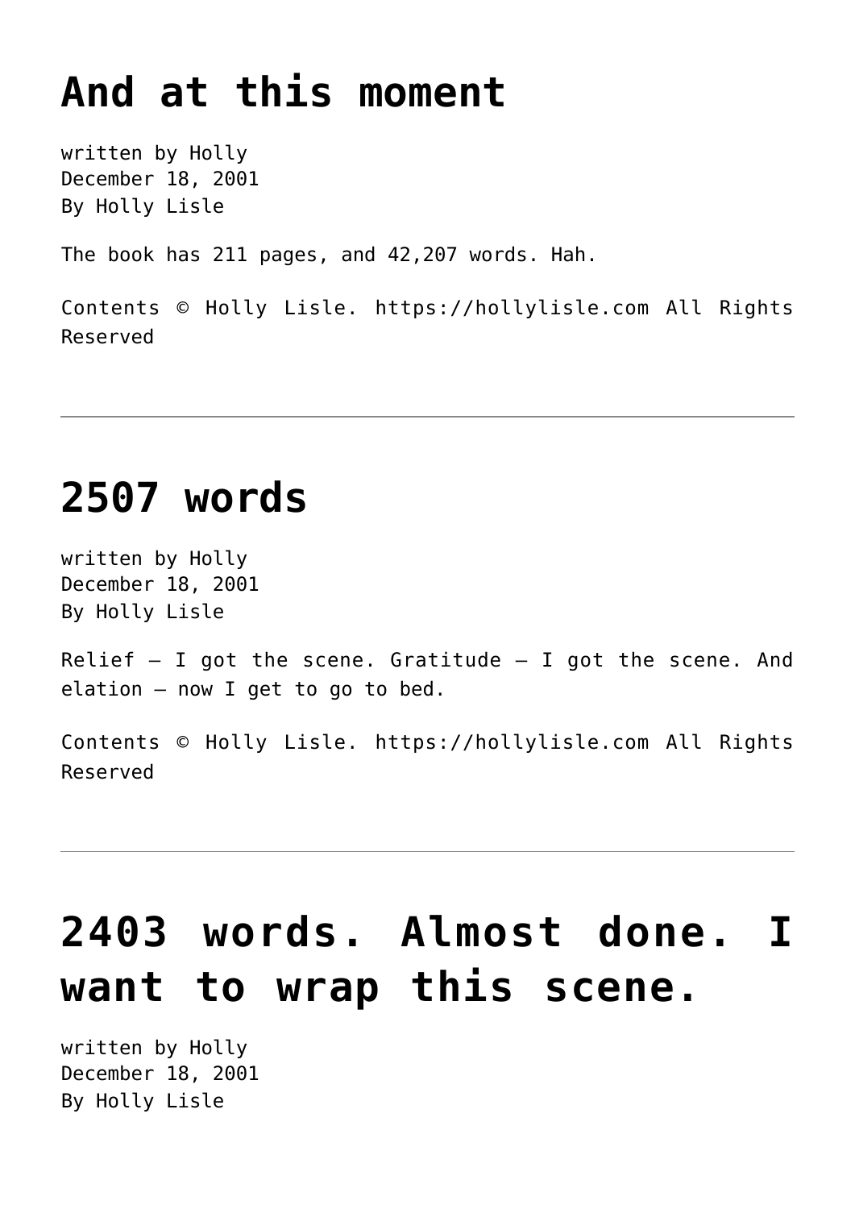# And at this moment

written by Holly
December 18, 2001
By Holly Lisle

The book has 211 pages, and 42,207 words. Hah.

Contents © Holly Lisle. https://hollylisle.com All Rights Reserved

---

# 2507 words

written by Holly
December 18, 2001
By Holly Lisle

Relief – I got the scene. Gratitude – I got the scene. And elation – now I get to go to bed.

Contents © Holly Lisle. https://hollylisle.com All Rights Reserved

---

# 2403 words. Almost done. I want to wrap this scene.

written by Holly
December 18, 2001
By Holly Lisle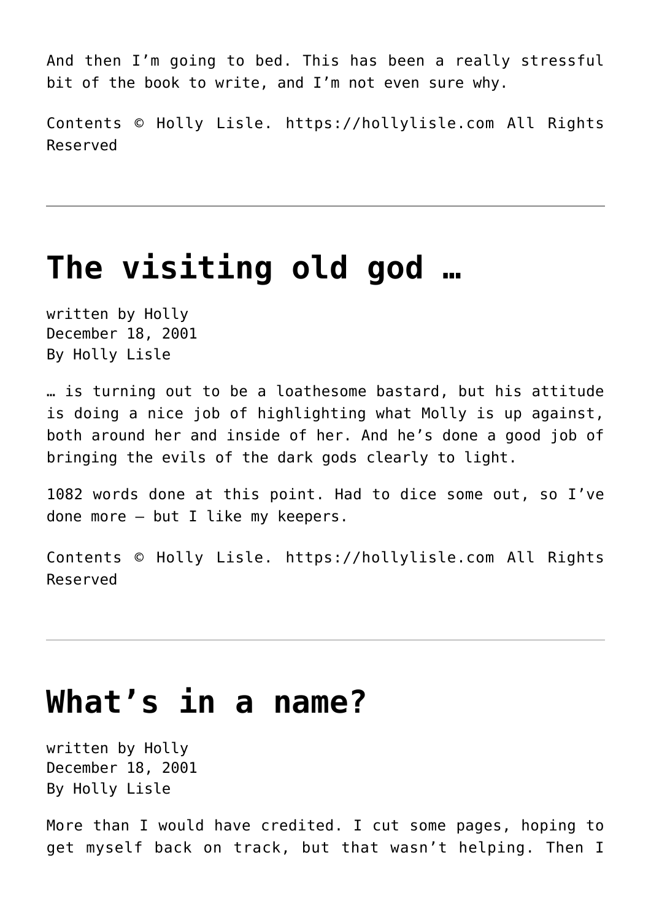And then I'm going to bed. This has been a really stressful bit of the book to write, and I'm not even sure why.

Contents © Holly Lisle. https://hollylisle.com All Rights Reserved

---

# The visiting old god …

written by Holly
December 18, 2001
By Holly Lisle

… is turning out to be a loathesome bastard, but his attitude is doing a nice job of highlighting what Molly is up against, both around her and inside of her. And he's done a good job of bringing the evils of the dark gods clearly to light.

1082 words done at this point. Had to dice some out, so I've done more — but I like my keepers.

Contents © Holly Lisle. https://hollylisle.com All Rights Reserved

---

# What's in a name?

written by Holly
December 18, 2001
By Holly Lisle

More than I would have credited. I cut some pages, hoping to get myself back on track, but that wasn't helping. Then I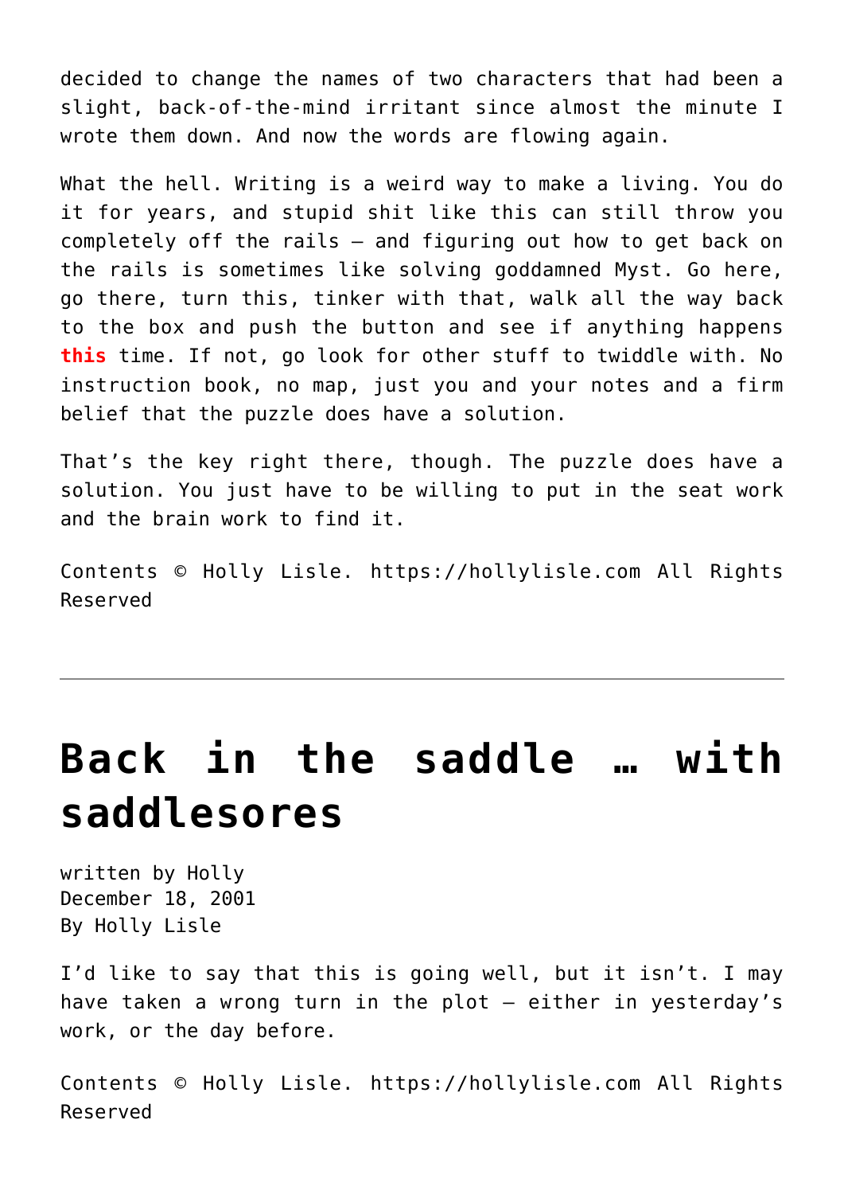decided to change the names of two characters that had been a slight, back-of-the-mind irritant since almost the minute I wrote them down. And now the words are flowing again.

What the hell. Writing is a weird way to make a living. You do it for years, and stupid shit like this can still throw you completely off the rails — and figuring out how to get back on the rails is sometimes like solving goddamned Myst. Go here, go there, turn this, tinker with that, walk all the way back to the box and push the button and see if anything happens **this** time. If not, go look for other stuff to twiddle with. No instruction book, no map, just you and your notes and a firm belief that the puzzle does have a solution.

That's the key right there, though. The puzzle does have a solution. You just have to be willing to put in the seat work and the brain work to find it.

Contents © Holly Lisle. https://hollylisle.com All Rights Reserved

---

# Back in the saddle … with saddlesores

written by Holly
December 18, 2001
By Holly Lisle

I'd like to say that this is going well, but it isn't. I may have taken a wrong turn in the plot — either in yesterday's work, or the day before.

Contents © Holly Lisle. https://hollylisle.com All Rights Reserved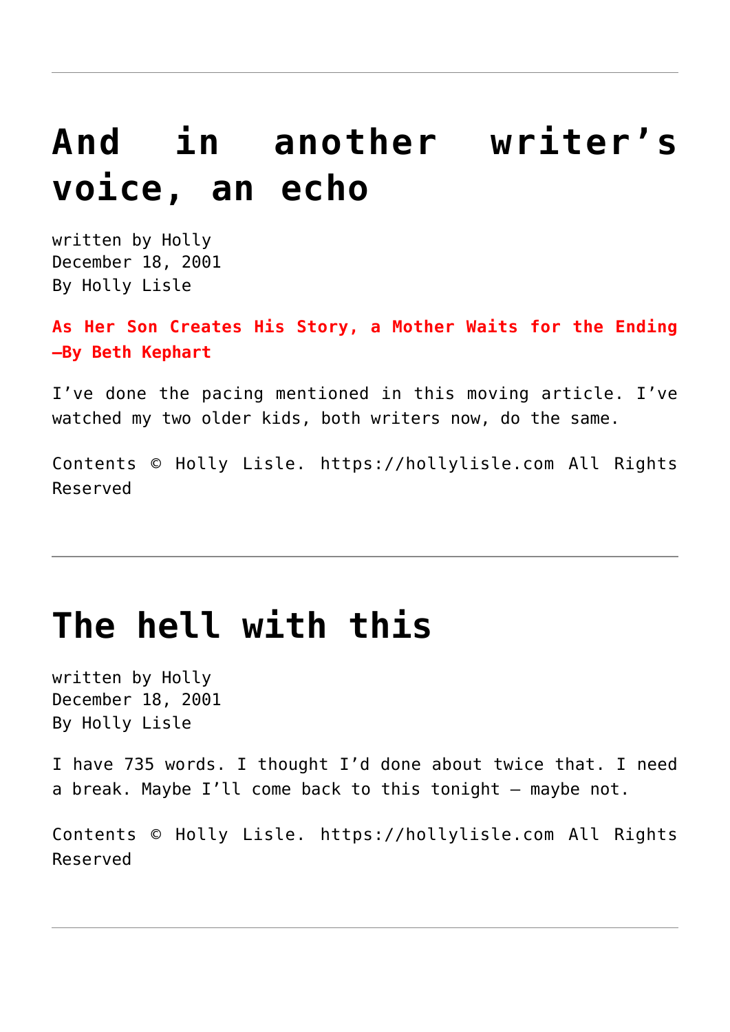---

# And in another writer's voice, an echo

written by Holly
December 18, 2001
By Holly Lisle

**As Her Son Creates His Story, a Mother Waits for the Ending —By Beth Kephart**

I've done the pacing mentioned in this moving article. I've watched my two older kids, both writers now, do the same.

Contents © Holly Lisle. https://hollylisle.com All Rights Reserved

---

# The hell with this

written by Holly
December 18, 2001
By Holly Lisle

I have 735 words. I thought I'd done about twice that. I need a break. Maybe I'll come back to this tonight — maybe not.

Contents © Holly Lisle. https://hollylisle.com All Rights Reserved

---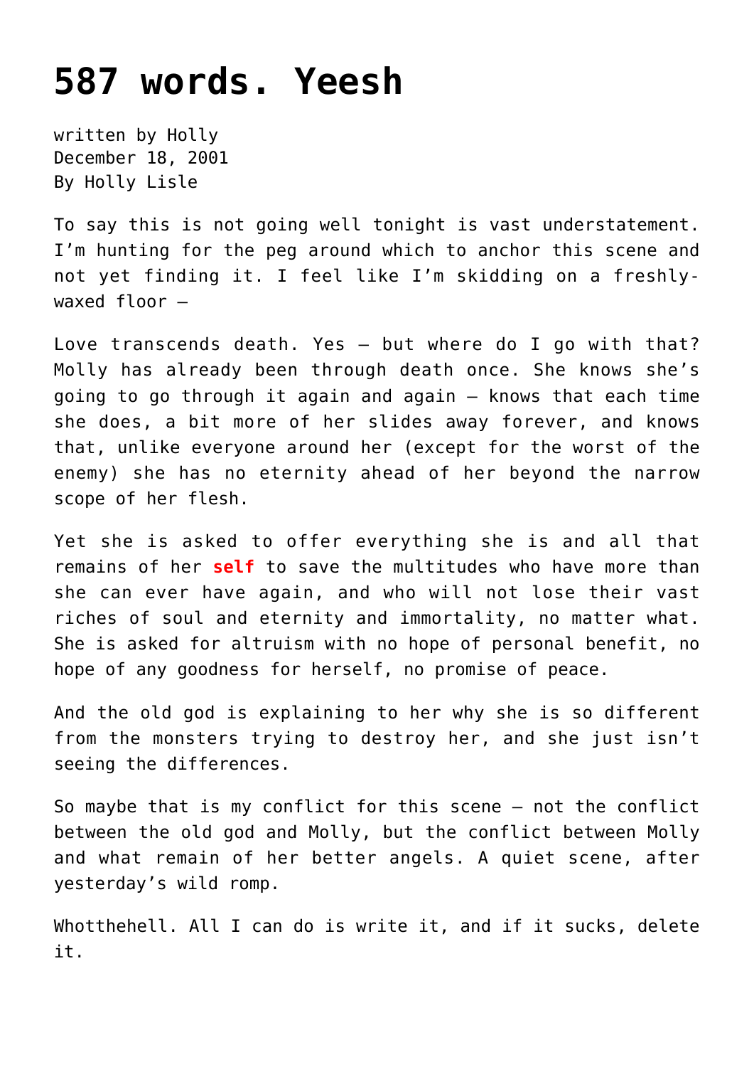# 587 words. Yeesh

written by Holly
December 18, 2001
By Holly Lisle

To say this is not going well tonight is vast understatement. I'm hunting for the peg around which to anchor this scene and not yet finding it. I feel like I'm skidding on a freshly-waxed floor –

Love transcends death. Yes – but where do I go with that? Molly has already been through death once. She knows she's going to go through it again and again – knows that each time she does, a bit more of her slides away forever, and knows that, unlike everyone around her (except for the worst of the enemy) she has no eternity ahead of her beyond the narrow scope of her flesh.

Yet she is asked to offer everything she is and all that remains of her **self** to save the multitudes who have more than she can ever have again, and who will not lose their vast riches of soul and eternity and immortality, no matter what. She is asked for altruism with no hope of personal benefit, no hope of any goodness for herself, no promise of peace.

And the old god is explaining to her why she is so different from the monsters trying to destroy her, and she just isn't seeing the differences.

So maybe that is my conflict for this scene – not the conflict between the old god and Molly, but the conflict between Molly and what remain of her better angels. A quiet scene, after yesterday's wild romp.

Whotthehell. All I can do is write it, and if it sucks, delete it.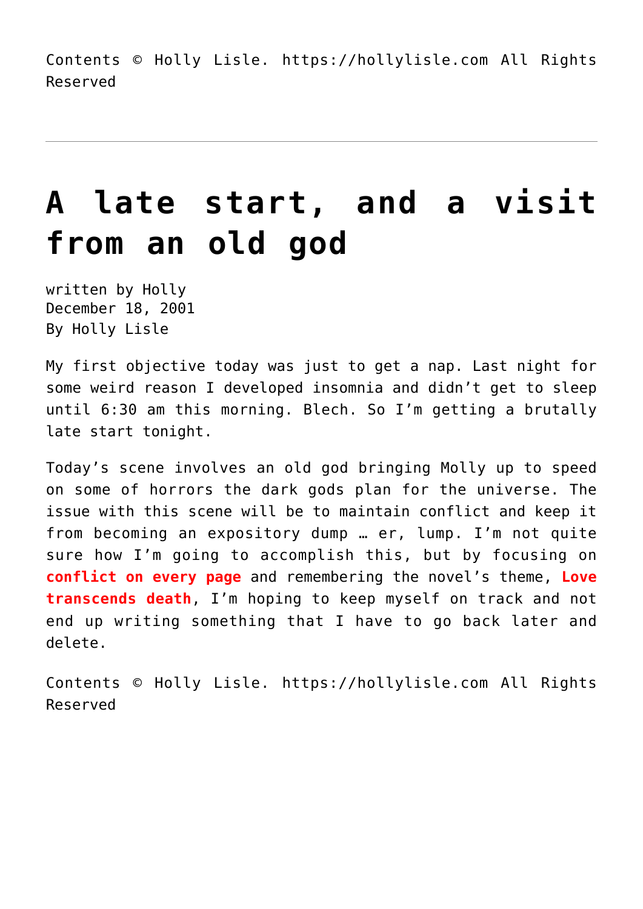# A late start, and a visit from an old god

written by Holly
December 18, 2001
By Holly Lisle

My first objective today was just to get a nap. Last night for some weird reason I developed insomnia and didn't get to sleep until 6:30 am this morning. Blech. So I'm getting a brutally late start tonight.

Today's scene involves an old god bringing Molly up to speed on some of horrors the dark gods plan for the universe. The issue with this scene will be to maintain conflict and keep it from becoming an expository dump … er, lump. I'm not quite sure how I'm going to accomplish this, but by focusing on **conflict on every page** and remembering the novel's theme, **Love transcends death**, I'm hoping to keep myself on track and not end up writing something that I have to go back later and delete.